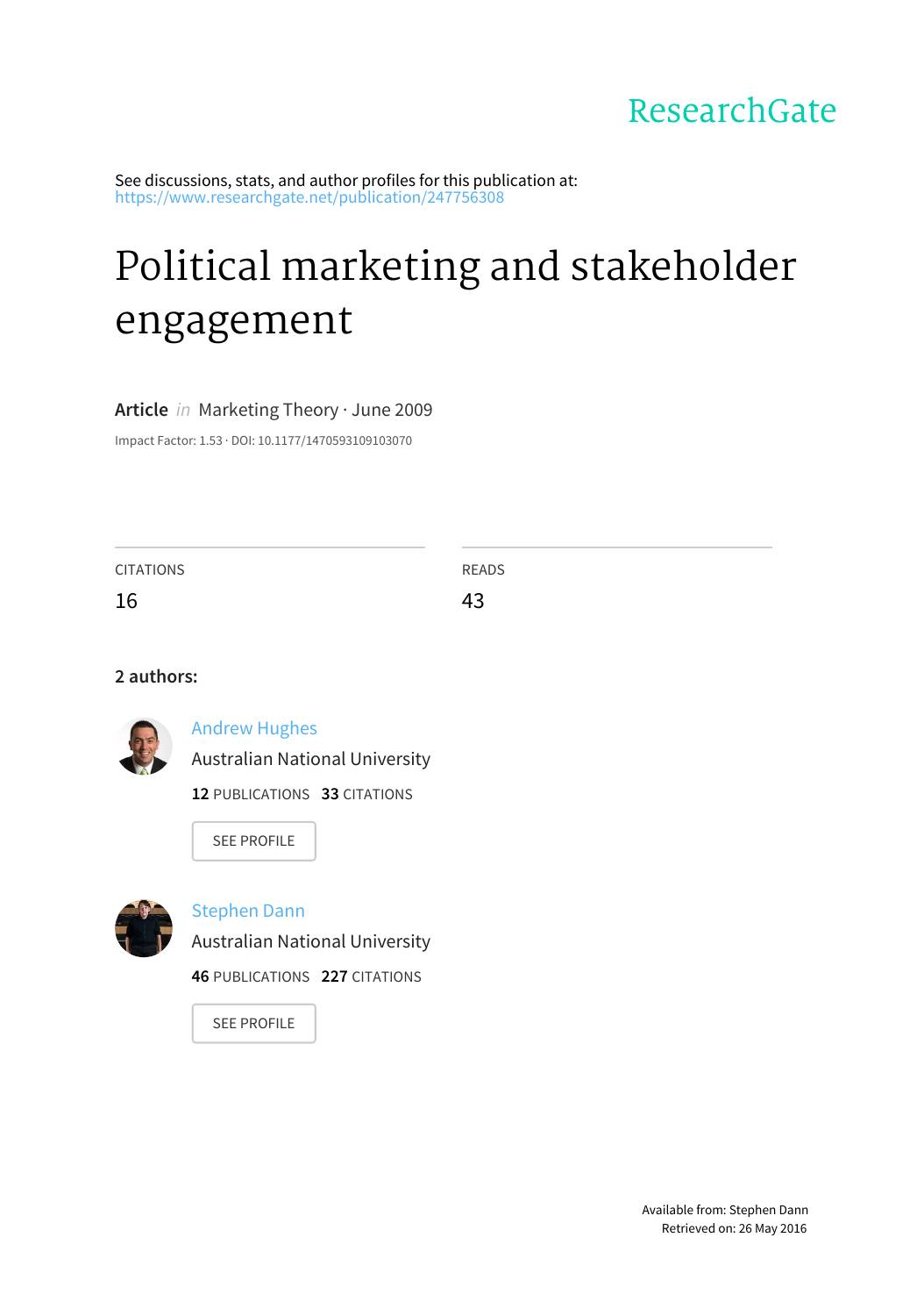ResearchGate

See discussions, stats, and author profiles for this publication at:
https://www.researchgate.net/publication/247756308

# Political marketing and stakeholder engagement

**Article** *in* Marketing Theory · June 2009

Impact Factor: 1.53 · DOI: 10.1177/1470593109103070

CITATIONS
16

READS
43

**2 authors:**

Andrew Hughes
Australian National University
**12** PUBLICATIONS **33** CITATIONS

SEE PROFILE

Stephen Dann
Australian National University
**46** PUBLICATIONS **227** CITATIONS

SEE PROFILE

Available from: Stephen Dann
Retrieved on: 26 May 2016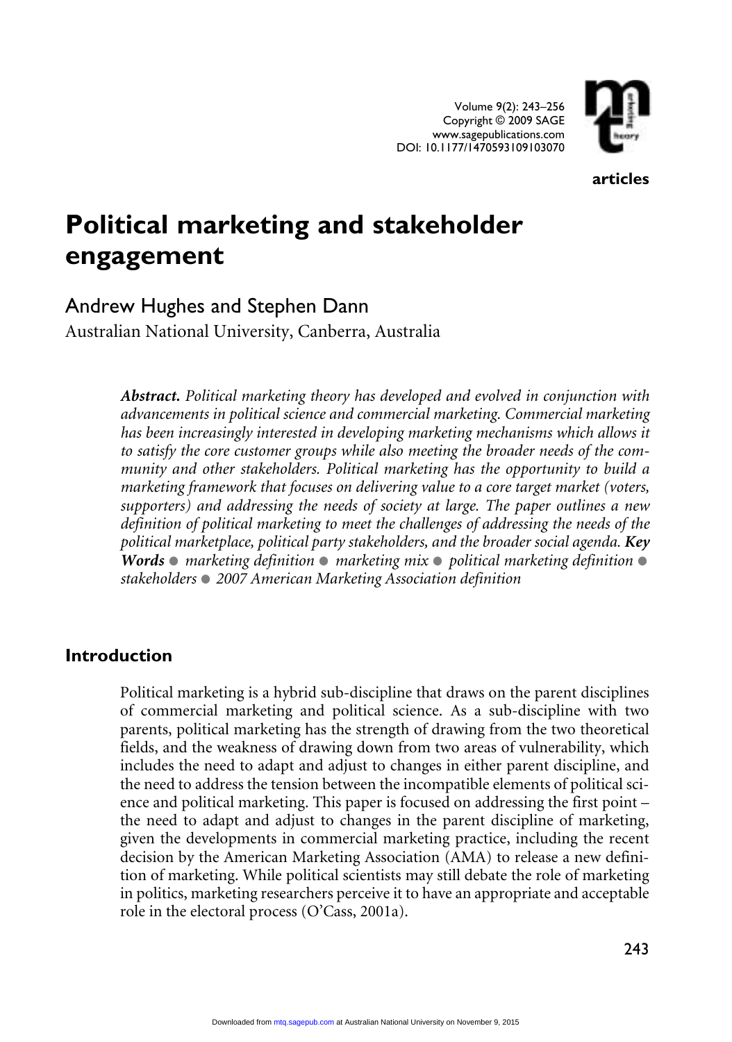# Political marketing and stakeholder engagement

## Andrew Hughes and Stephen Dann

Australian National University, Canberra, Australia

***Abstract.*** *Political marketing theory has developed and evolved in conjunction with advancements in political science and commercial marketing. Commercial marketing has been increasingly interested in developing marketing mechanisms which allows it to satisfy the core customer groups while also meeting the broader needs of the community and other stakeholders. Political marketing has the opportunity to build a marketing framework that focuses on delivering value to a core target market (voters, supporters) and addressing the needs of society at large. The paper outlines a new definition of political marketing to meet the challenges of addressing the needs of the political marketplace, political party stakeholders, and the broader social agenda.* ***Key Words*** *● marketing definition ● marketing mix ● political marketing definition ● stakeholders ● 2007 American Marketing Association definition*

## Introduction

Political marketing is a hybrid sub-discipline that draws on the parent disciplines of commercial marketing and political science. As a sub-discipline with two parents, political marketing has the strength of drawing from the two theoretical fields, and the weakness of drawing down from two areas of vulnerability, which includes the need to adapt and adjust to changes in either parent discipline, and the need to address the tension between the incompatible elements of political science and political marketing. This paper is focused on addressing the first point – the need to adapt and adjust to changes in the parent discipline of marketing, given the developments in commercial marketing practice, including the recent decision by the American Marketing Association (AMA) to release a new definition of marketing. While political scientists may still debate the role of marketing in politics, marketing researchers perceive it to have an appropriate and acceptable role in the electoral process (O'Cass, 2001a).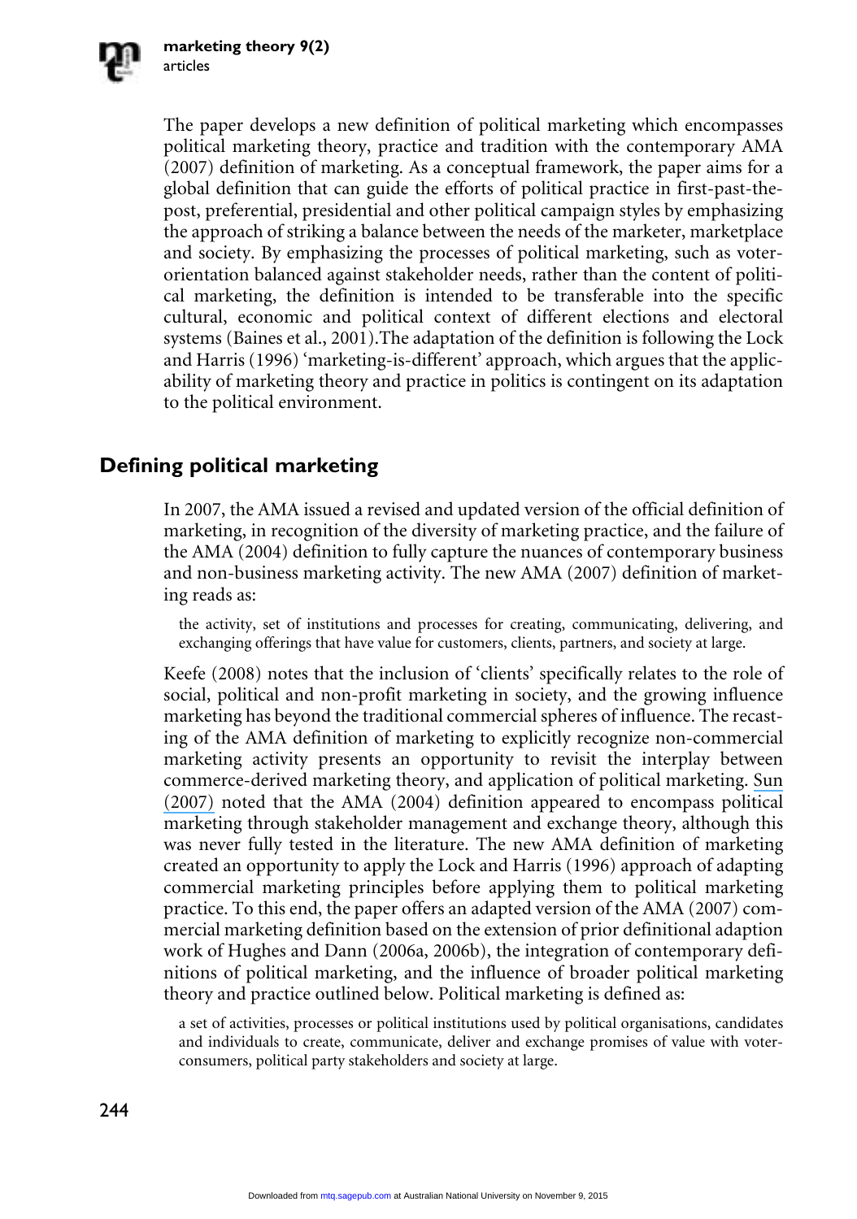The paper develops a new definition of political marketing which encompasses political marketing theory, practice and tradition with the contemporary AMA (2007) definition of marketing. As a conceptual framework, the paper aims for a global definition that can guide the efforts of political practice in first-past-the-post, preferential, presidential and other political campaign styles by emphasizing the approach of striking a balance between the needs of the marketer, marketplace and society. By emphasizing the processes of political marketing, such as voter-orientation balanced against stakeholder needs, rather than the content of political marketing, the definition is intended to be transferable into the specific cultural, economic and political context of different elections and electoral systems (Baines et al., 2001).The adaptation of the definition is following the Lock and Harris (1996) 'marketing-is-different' approach, which argues that the applicability of marketing theory and practice in politics is contingent on its adaptation to the political environment.

## Defining political marketing

In 2007, the AMA issued a revised and updated version of the official definition of marketing, in recognition of the diversity of marketing practice, and the failure of the AMA (2004) definition to fully capture the nuances of contemporary business and non-business marketing activity. The new AMA (2007) definition of marketing reads as:

> the activity, set of institutions and processes for creating, communicating, delivering, and exchanging offerings that have value for customers, clients, partners, and society at large.

Keefe (2008) notes that the inclusion of 'clients' specifically relates to the role of social, political and non-profit marketing in society, and the growing influence marketing has beyond the traditional commercial spheres of influence. The recasting of the AMA definition of marketing to explicitly recognize non-commercial marketing activity presents an opportunity to revisit the interplay between commerce-derived marketing theory, and application of political marketing. Sun (2007) noted that the AMA (2004) definition appeared to encompass political marketing through stakeholder management and exchange theory, although this was never fully tested in the literature. The new AMA definition of marketing created an opportunity to apply the Lock and Harris (1996) approach of adapting commercial marketing principles before applying them to political marketing practice. To this end, the paper offers an adapted version of the AMA (2007) commercial marketing definition based on the extension of prior definitional adaption work of Hughes and Dann (2006a, 2006b), the integration of contemporary definitions of political marketing, and the influence of broader political marketing theory and practice outlined below. Political marketing is defined as:

> a set of activities, processes or political institutions used by political organisations, candidates and individuals to create, communicate, deliver and exchange promises of value with voter-consumers, political party stakeholders and society at large.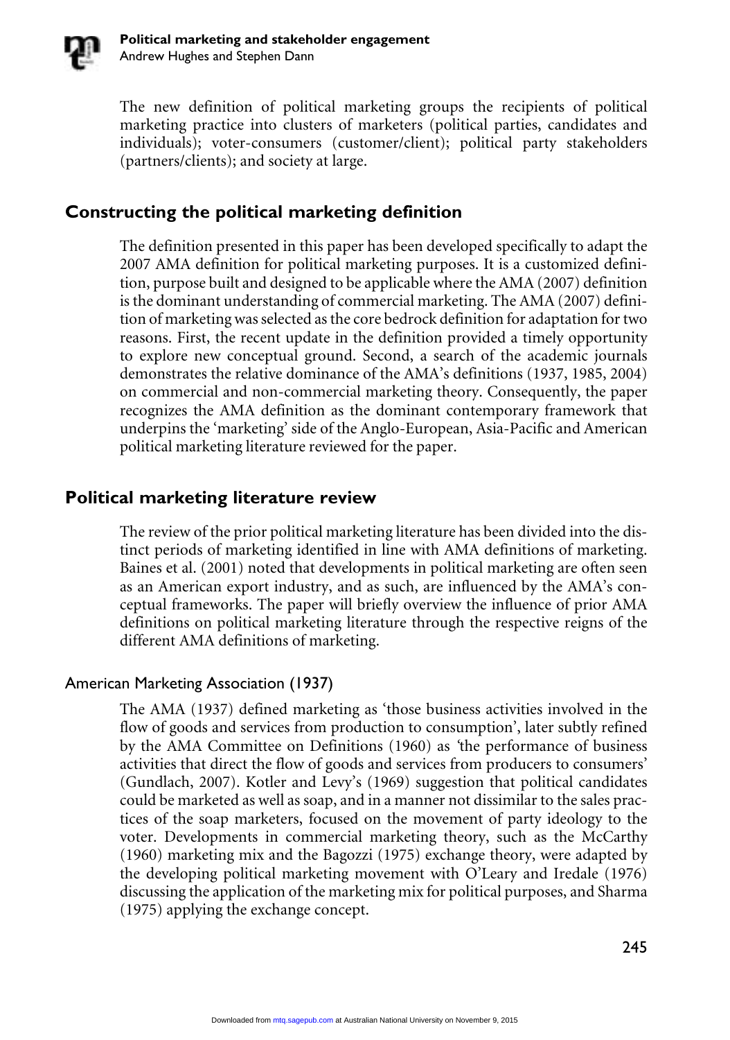The new definition of political marketing groups the recipients of political marketing practice into clusters of marketers (political parties, candidates and individuals); voter-consumers (customer/client); political party stakeholders (partners/clients); and society at large.

## Constructing the political marketing definition

The definition presented in this paper has been developed specifically to adapt the 2007 AMA definition for political marketing purposes. It is a customized definition, purpose built and designed to be applicable where the AMA (2007) definition is the dominant understanding of commercial marketing. The AMA (2007) definition of marketing was selected as the core bedrock definition for adaptation for two reasons. First, the recent update in the definition provided a timely opportunity to explore new conceptual ground. Second, a search of the academic journals demonstrates the relative dominance of the AMA's definitions (1937, 1985, 2004) on commercial and non-commercial marketing theory. Consequently, the paper recognizes the AMA definition as the dominant contemporary framework that underpins the 'marketing' side of the Anglo-European, Asia-Pacific and American political marketing literature reviewed for the paper.

## Political marketing literature review

The review of the prior political marketing literature has been divided into the distinct periods of marketing identified in line with AMA definitions of marketing. Baines et al. (2001) noted that developments in political marketing are often seen as an American export industry, and as such, are influenced by the AMA's conceptual frameworks. The paper will briefly overview the influence of prior AMA definitions on political marketing literature through the respective reigns of the different AMA definitions of marketing.

### American Marketing Association (1937)

The AMA (1937) defined marketing as 'those business activities involved in the flow of goods and services from production to consumption', later subtly refined by the AMA Committee on Definitions (1960) as 'the performance of business activities that direct the flow of goods and services from producers to consumers' (Gundlach, 2007). Kotler and Levy's (1969) suggestion that political candidates could be marketed as well as soap, and in a manner not dissimilar to the sales practices of the soap marketers, focused on the movement of party ideology to the voter. Developments in commercial marketing theory, such as the McCarthy (1960) marketing mix and the Bagozzi (1975) exchange theory, were adapted by the developing political marketing movement with O'Leary and Iredale (1976) discussing the application of the marketing mix for political purposes, and Sharma (1975) applying the exchange concept.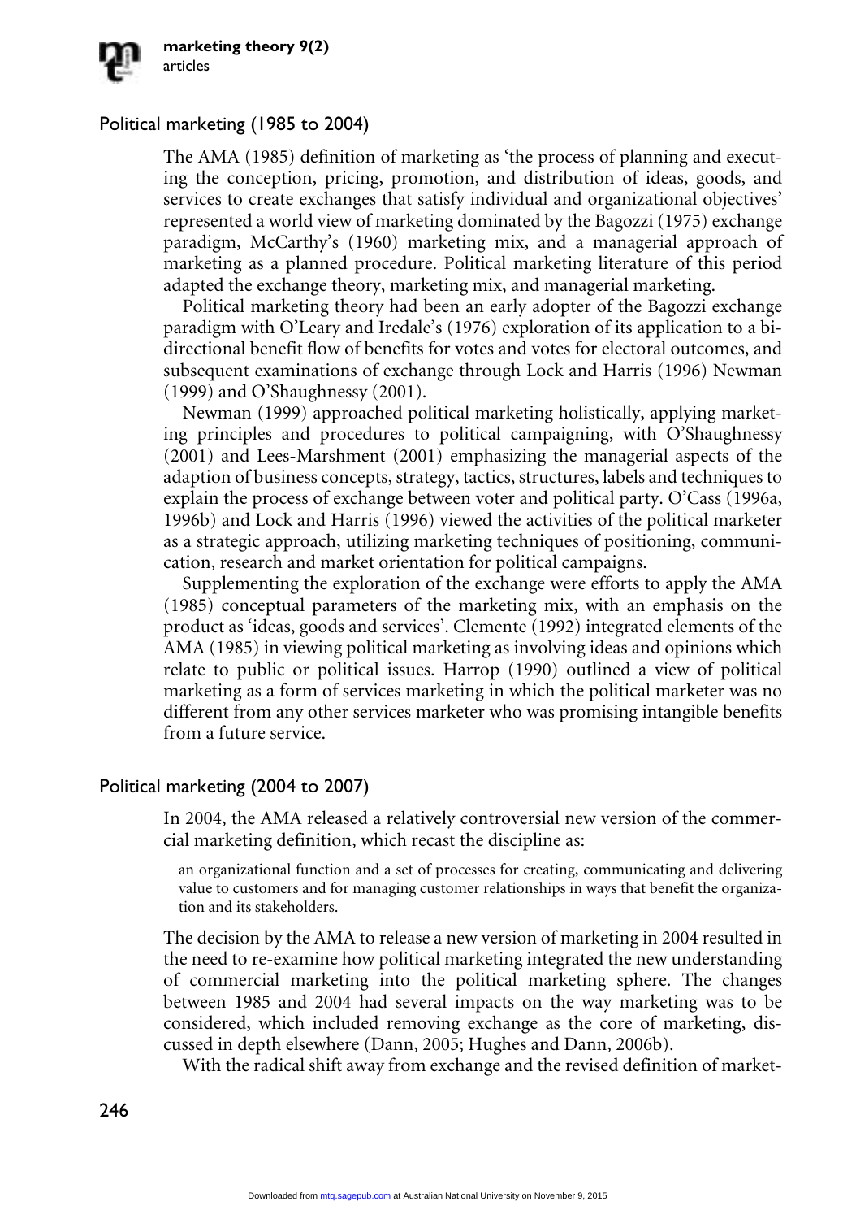## Political marketing (1985 to 2004)

The AMA (1985) definition of marketing as 'the process of planning and executing the conception, pricing, promotion, and distribution of ideas, goods, and services to create exchanges that satisfy individual and organizational objectives' represented a world view of marketing dominated by the Bagozzi (1975) exchange paradigm, McCarthy's (1960) marketing mix, and a managerial approach of marketing as a planned procedure. Political marketing literature of this period adapted the exchange theory, marketing mix, and managerial marketing.

Political marketing theory had been an early adopter of the Bagozzi exchange paradigm with O'Leary and Iredale's (1976) exploration of its application to a bi-directional benefit flow of benefits for votes and votes for electoral outcomes, and subsequent examinations of exchange through Lock and Harris (1996) Newman (1999) and O'Shaughnessy (2001).

Newman (1999) approached political marketing holistically, applying marketing principles and procedures to political campaigning, with O'Shaughnessy (2001) and Lees-Marshment (2001) emphasizing the managerial aspects of the adaption of business concepts, strategy, tactics, structures, labels and techniques to explain the process of exchange between voter and political party. O'Cass (1996a, 1996b) and Lock and Harris (1996) viewed the activities of the political marketer as a strategic approach, utilizing marketing techniques of positioning, communication, research and market orientation for political campaigns.

Supplementing the exploration of the exchange were efforts to apply the AMA (1985) conceptual parameters of the marketing mix, with an emphasis on the product as 'ideas, goods and services'. Clemente (1992) integrated elements of the AMA (1985) in viewing political marketing as involving ideas and opinions which relate to public or political issues. Harrop (1990) outlined a view of political marketing as a form of services marketing in which the political marketer was no different from any other services marketer who was promising intangible benefits from a future service.

## Political marketing (2004 to 2007)

In 2004, the AMA released a relatively controversial new version of the commercial marketing definition, which recast the discipline as:

> an organizational function and a set of processes for creating, communicating and delivering value to customers and for managing customer relationships in ways that benefit the organization and its stakeholders.

The decision by the AMA to release a new version of marketing in 2004 resulted in the need to re-examine how political marketing integrated the new understanding of commercial marketing into the political marketing sphere. The changes between 1985 and 2004 had several impacts on the way marketing was to be considered, which included removing exchange as the core of marketing, discussed in depth elsewhere (Dann, 2005; Hughes and Dann, 2006b).

With the radical shift away from exchange and the revised definition of market-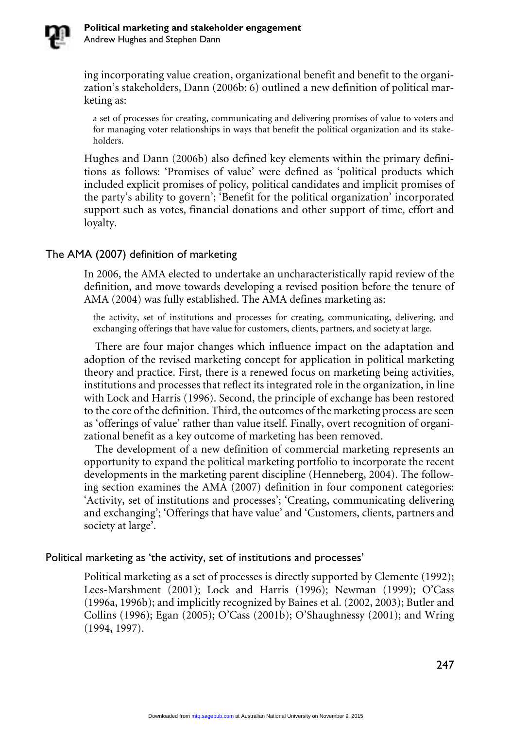ing incorporating value creation, organizational benefit and benefit to the organization's stakeholders, Dann (2006b: 6) outlined a new definition of political marketing as:

> a set of processes for creating, communicating and delivering promises of value to voters and for managing voter relationships in ways that benefit the political organization and its stakeholders.

Hughes and Dann (2006b) also defined key elements within the primary definitions as follows: 'Promises of value' were defined as 'political products which included explicit promises of policy, political candidates and implicit promises of the party's ability to govern'; 'Benefit for the political organization' incorporated support such as votes, financial donations and other support of time, effort and loyalty.

## The AMA (2007) definition of marketing

In 2006, the AMA elected to undertake an uncharacteristically rapid review of the definition, and move towards developing a revised position before the tenure of AMA (2004) was fully established. The AMA defines marketing as:

> the activity, set of institutions and processes for creating, communicating, delivering, and exchanging offerings that have value for customers, clients, partners, and society at large.

There are four major changes which influence impact on the adaptation and adoption of the revised marketing concept for application in political marketing theory and practice. First, there is a renewed focus on marketing being activities, institutions and processes that reflect its integrated role in the organization, in line with Lock and Harris (1996). Second, the principle of exchange has been restored to the core of the definition. Third, the outcomes of the marketing process are seen as 'offerings of value' rather than value itself. Finally, overt recognition of organizational benefit as a key outcome of marketing has been removed.

The development of a new definition of commercial marketing represents an opportunity to expand the political marketing portfolio to incorporate the recent developments in the marketing parent discipline (Henneberg, 2004). The following section examines the AMA (2007) definition in four component categories: 'Activity, set of institutions and processes'; 'Creating, communicating delivering and exchanging'; 'Offerings that have value' and 'Customers, clients, partners and society at large'.

## Political marketing as 'the activity, set of institutions and processes'

Political marketing as a set of processes is directly supported by Clemente (1992); Lees-Marshment (2001); Lock and Harris (1996); Newman (1999); O'Cass (1996a, 1996b); and implicitly recognized by Baines et al. (2002, 2003); Butler and Collins (1996); Egan (2005); O'Cass (2001b); O'Shaughnessy (2001); and Wring (1994, 1997).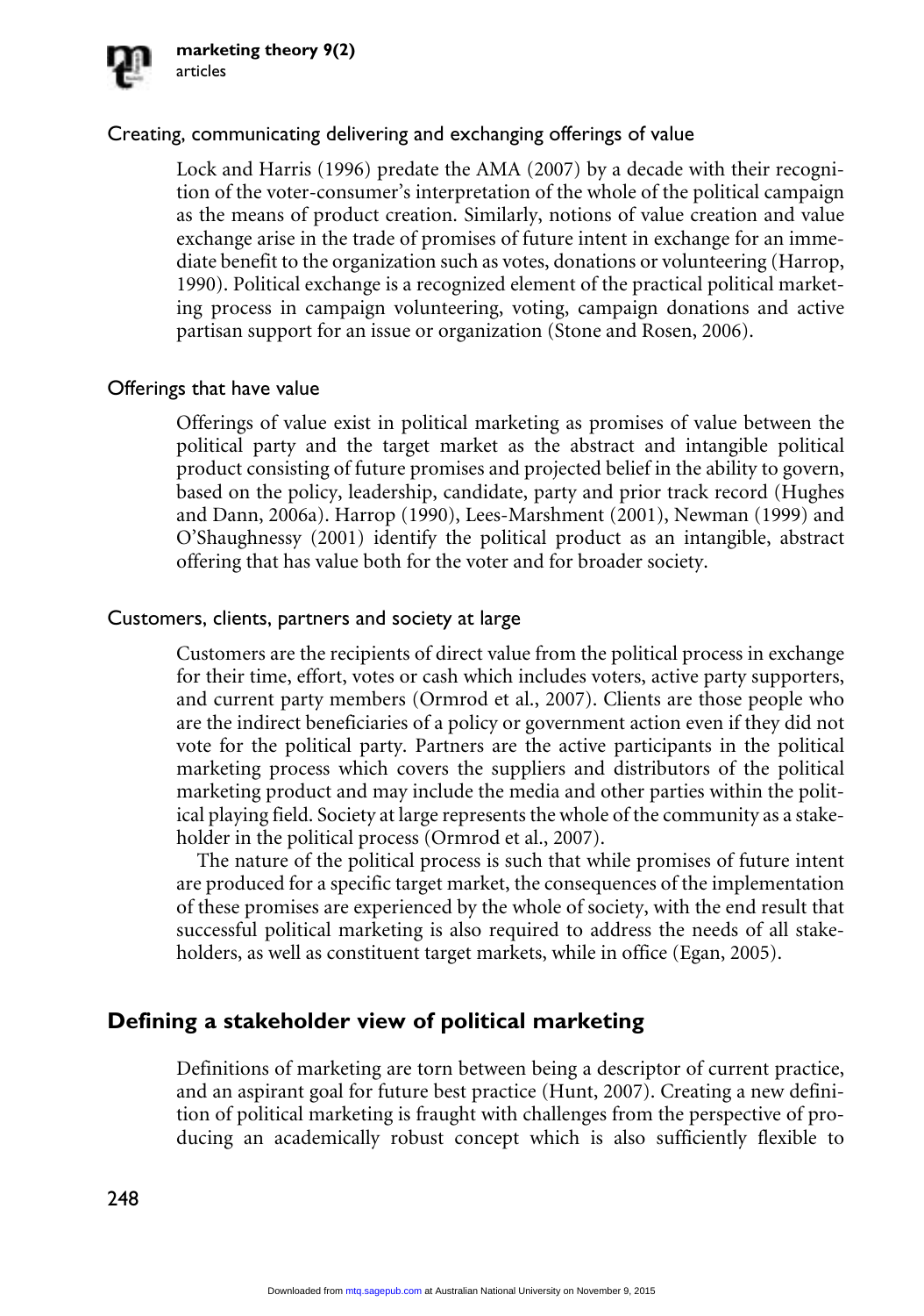### Creating, communicating delivering and exchanging offerings of value

Lock and Harris (1996) predate the AMA (2007) by a decade with their recognition of the voter-consumer's interpretation of the whole of the political campaign as the means of product creation. Similarly, notions of value creation and value exchange arise in the trade of promises of future intent in exchange for an immediate benefit to the organization such as votes, donations or volunteering (Harrop, 1990). Political exchange is a recognized element of the practical political marketing process in campaign volunteering, voting, campaign donations and active partisan support for an issue or organization (Stone and Rosen, 2006).

### Offerings that have value

Offerings of value exist in political marketing as promises of value between the political party and the target market as the abstract and intangible political product consisting of future promises and projected belief in the ability to govern, based on the policy, leadership, candidate, party and prior track record (Hughes and Dann, 2006a). Harrop (1990), Lees-Marshment (2001), Newman (1999) and O'Shaughnessy (2001) identify the political product as an intangible, abstract offering that has value both for the voter and for broader society.

### Customers, clients, partners and society at large

Customers are the recipients of direct value from the political process in exchange for their time, effort, votes or cash which includes voters, active party supporters, and current party members (Ormrod et al., 2007). Clients are those people who are the indirect beneficiaries of a policy or government action even if they did not vote for the political party. Partners are the active participants in the political marketing process which covers the suppliers and distributors of the political marketing product and may include the media and other parties within the political playing field. Society at large represents the whole of the community as a stakeholder in the political process (Ormrod et al., 2007).

The nature of the political process is such that while promises of future intent are produced for a specific target market, the consequences of the implementation of these promises are experienced by the whole of society, with the end result that successful political marketing is also required to address the needs of all stakeholders, as well as constituent target markets, while in office (Egan, 2005).

## Defining a stakeholder view of political marketing

Definitions of marketing are torn between being a descriptor of current practice, and an aspirant goal for future best practice (Hunt, 2007). Creating a new definition of political marketing is fraught with challenges from the perspective of producing an academically robust concept which is also sufficiently flexible to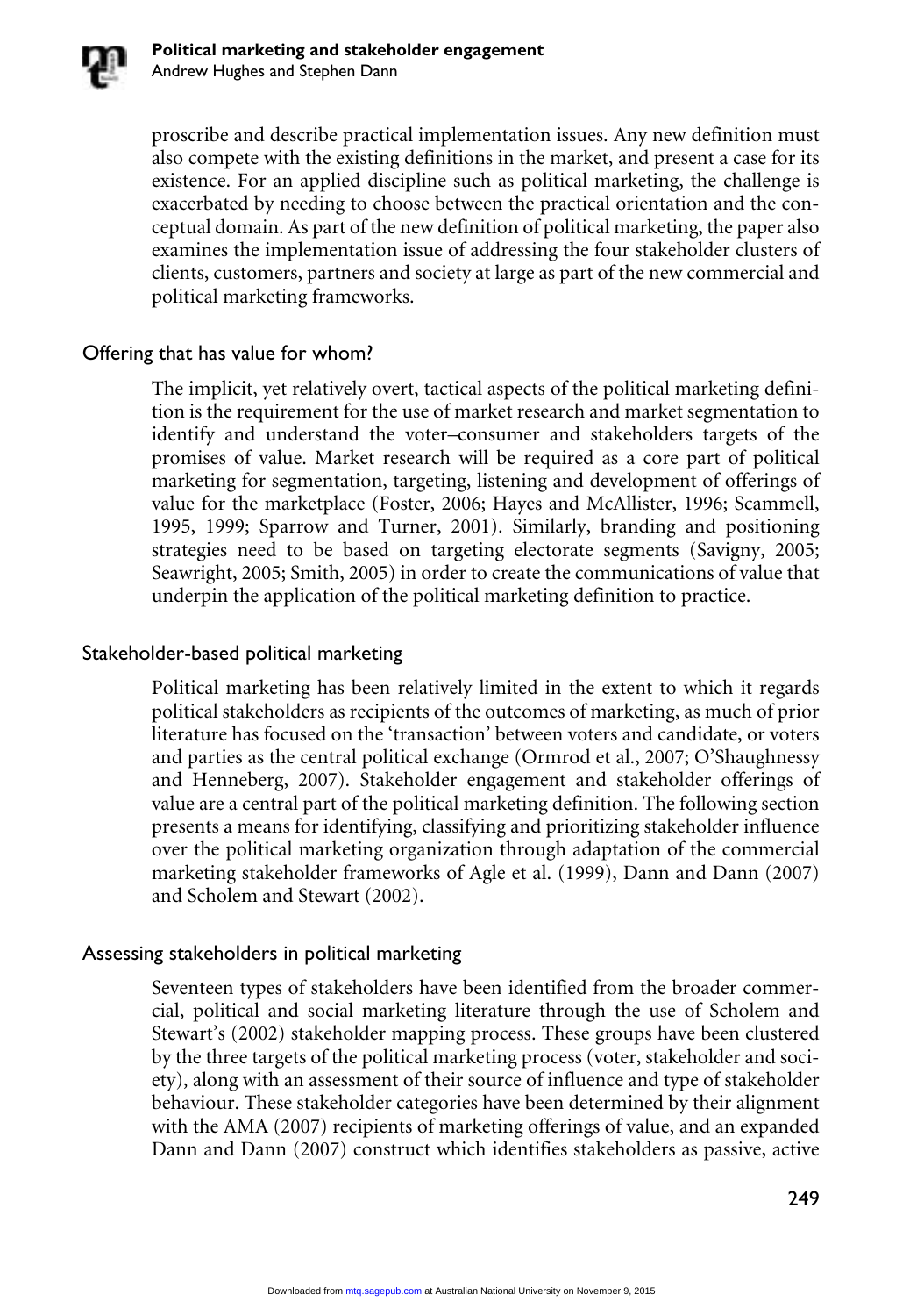proscribe and describe practical implementation issues. Any new definition must also compete with the existing definitions in the market, and present a case for its existence. For an applied discipline such as political marketing, the challenge is exacerbated by needing to choose between the practical orientation and the conceptual domain. As part of the new definition of political marketing, the paper also examines the implementation issue of addressing the four stakeholder clusters of clients, customers, partners and society at large as part of the new commercial and political marketing frameworks.

## Offering that has value for whom?

The implicit, yet relatively overt, tactical aspects of the political marketing definition is the requirement for the use of market research and market segmentation to identify and understand the voter–consumer and stakeholders targets of the promises of value. Market research will be required as a core part of political marketing for segmentation, targeting, listening and development of offerings of value for the marketplace (Foster, 2006; Hayes and McAllister, 1996; Scammell, 1995, 1999; Sparrow and Turner, 2001). Similarly, branding and positioning strategies need to be based on targeting electorate segments (Savigny, 2005; Seawright, 2005; Smith, 2005) in order to create the communications of value that underpin the application of the political marketing definition to practice.

## Stakeholder-based political marketing

Political marketing has been relatively limited in the extent to which it regards political stakeholders as recipients of the outcomes of marketing, as much of prior literature has focused on the 'transaction' between voters and candidate, or voters and parties as the central political exchange (Ormrod et al., 2007; O'Shaughnessy and Henneberg, 2007). Stakeholder engagement and stakeholder offerings of value are a central part of the political marketing definition. The following section presents a means for identifying, classifying and prioritizing stakeholder influence over the political marketing organization through adaptation of the commercial marketing stakeholder frameworks of Agle et al. (1999), Dann and Dann (2007) and Scholem and Stewart (2002).

## Assessing stakeholders in political marketing

Seventeen types of stakeholders have been identified from the broader commercial, political and social marketing literature through the use of Scholem and Stewart's (2002) stakeholder mapping process. These groups have been clustered by the three targets of the political marketing process (voter, stakeholder and society), along with an assessment of their source of influence and type of stakeholder behaviour. These stakeholder categories have been determined by their alignment with the AMA (2007) recipients of marketing offerings of value, and an expanded Dann and Dann (2007) construct which identifies stakeholders as passive, active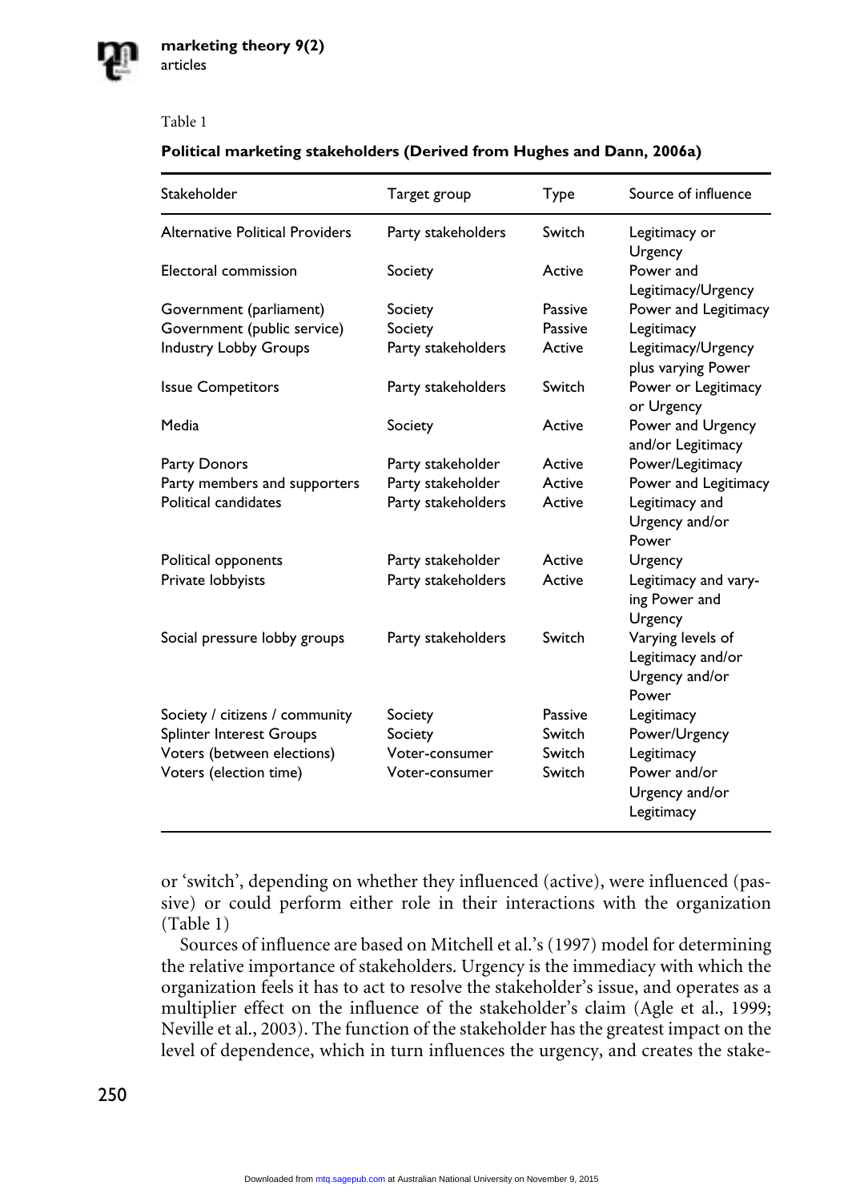Table 1

**Political marketing stakeholders (Derived from Hughes and Dann, 2006a)**

| Stakeholder | Target group | Type | Source of influence |
|---|---|---|---|
| Alternative Political Providers | Party stakeholders | Switch | Legitimacy or Urgency |
| Electoral commission | Society | Active | Power and Legitimacy/Urgency |
| Government (parliament) | Society | Passive | Power and Legitimacy |
| Government (public service) | Society | Passive | Legitimacy |
| Industry Lobby Groups | Party stakeholders | Active | Legitimacy/Urgency plus varying Power |
| Issue Competitors | Party stakeholders | Switch | Power or Legitimacy or Urgency |
| Media | Society | Active | Power and Urgency and/or Legitimacy |
| Party Donors | Party stakeholder | Active | Power/Legitimacy |
| Party members and supporters | Party stakeholder | Active | Power and Legitimacy |
| Political candidates | Party stakeholders | Active | Legitimacy and Urgency and/or Power |
| Political opponents | Party stakeholder | Active | Urgency |
| Private lobbyists | Party stakeholders | Active | Legitimacy and varying Power and Urgency |
| Social pressure lobby groups | Party stakeholders | Switch | Varying levels of Legitimacy and/or Urgency and/or Power |
| Society / citizens / community | Society | Passive | Legitimacy |
| Splinter Interest Groups | Society | Switch | Power/Urgency |
| Voters (between elections) | Voter-consumer | Switch | Legitimacy |
| Voters (election time) | Voter-consumer | Switch | Power and/or Urgency and/or Legitimacy |

or 'switch', depending on whether they influenced (active), were influenced (passive) or could perform either role in their interactions with the organization (Table 1)

Sources of influence are based on Mitchell et al.'s (1997) model for determining the relative importance of stakeholders. Urgency is the immediacy with which the organization feels it has to act to resolve the stakeholder's issue, and operates as a multiplier effect on the influence of the stakeholder's claim (Agle et al., 1999; Neville et al., 2003). The function of the stakeholder has the greatest impact on the level of dependence, which in turn influences the urgency, and creates the stake-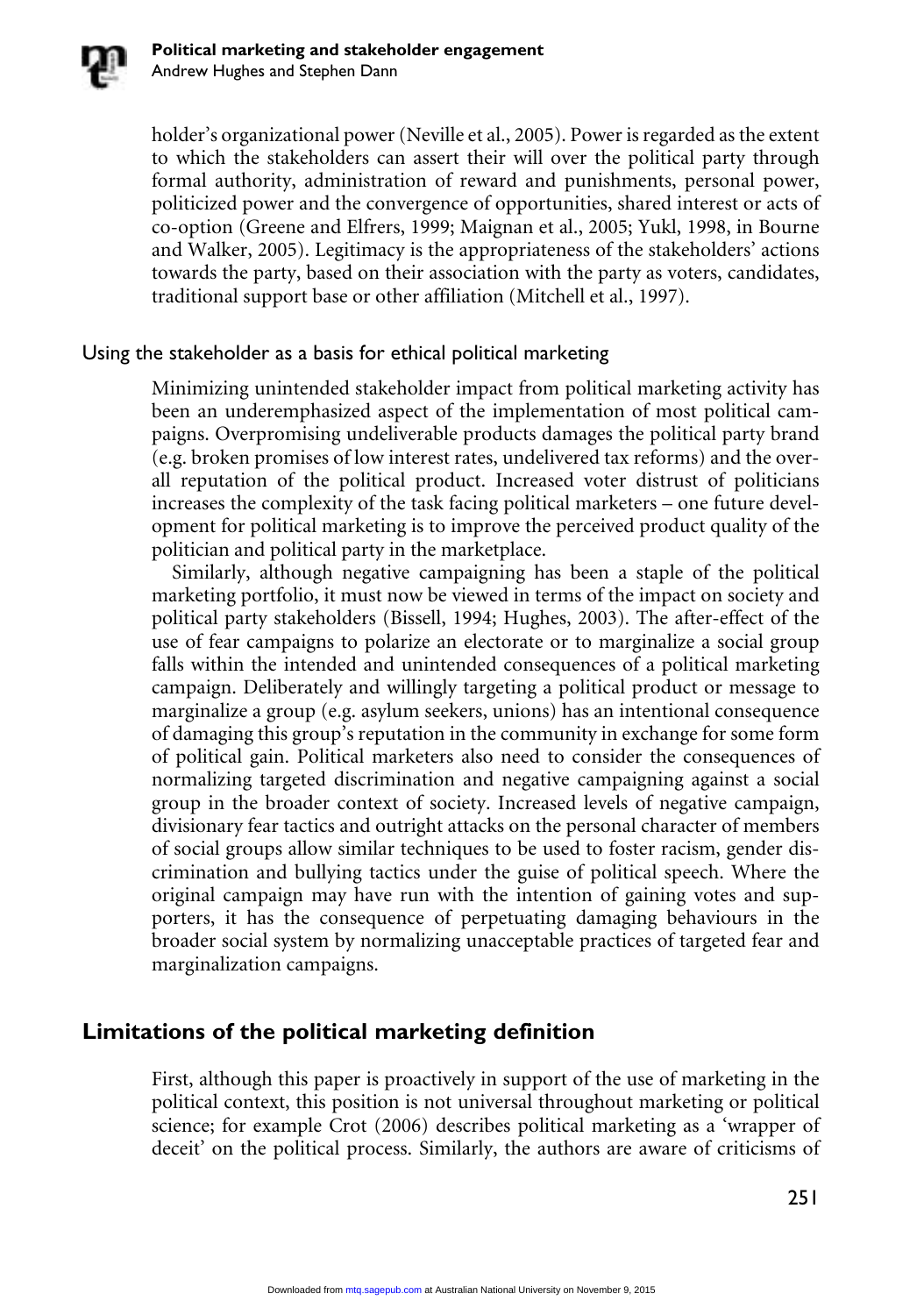holder's organizational power (Neville et al., 2005). Power is regarded as the extent to which the stakeholders can assert their will over the political party through formal authority, administration of reward and punishments, personal power, politicized power and the convergence of opportunities, shared interest or acts of co-option (Greene and Elfrers, 1999; Maignan et al., 2005; Yukl, 1998, in Bourne and Walker, 2005). Legitimacy is the appropriateness of the stakeholders' actions towards the party, based on their association with the party as voters, candidates, traditional support base or other affiliation (Mitchell et al., 1997).

### Using the stakeholder as a basis for ethical political marketing

Minimizing unintended stakeholder impact from political marketing activity has been an underemphasized aspect of the implementation of most political campaigns. Overpromising undeliverable products damages the political party brand (e.g. broken promises of low interest rates, undelivered tax reforms) and the overall reputation of the political product. Increased voter distrust of politicians increases the complexity of the task facing political marketers – one future development for political marketing is to improve the perceived product quality of the politician and political party in the marketplace.

Similarly, although negative campaigning has been a staple of the political marketing portfolio, it must now be viewed in terms of the impact on society and political party stakeholders (Bissell, 1994; Hughes, 2003). The after-effect of the use of fear campaigns to polarize an electorate or to marginalize a social group falls within the intended and unintended consequences of a political marketing campaign. Deliberately and willingly targeting a political product or message to marginalize a group (e.g. asylum seekers, unions) has an intentional consequence of damaging this group's reputation in the community in exchange for some form of political gain. Political marketers also need to consider the consequences of normalizing targeted discrimination and negative campaigning against a social group in the broader context of society. Increased levels of negative campaign, divisionary fear tactics and outright attacks on the personal character of members of social groups allow similar techniques to be used to foster racism, gender discrimination and bullying tactics under the guise of political speech. Where the original campaign may have run with the intention of gaining votes and supporters, it has the consequence of perpetuating damaging behaviours in the broader social system by normalizing unacceptable practices of targeted fear and marginalization campaigns.

## Limitations of the political marketing definition

First, although this paper is proactively in support of the use of marketing in the political context, this position is not universal throughout marketing or political science; for example Crot (2006) describes political marketing as a 'wrapper of deceit' on the political process. Similarly, the authors are aware of criticisms of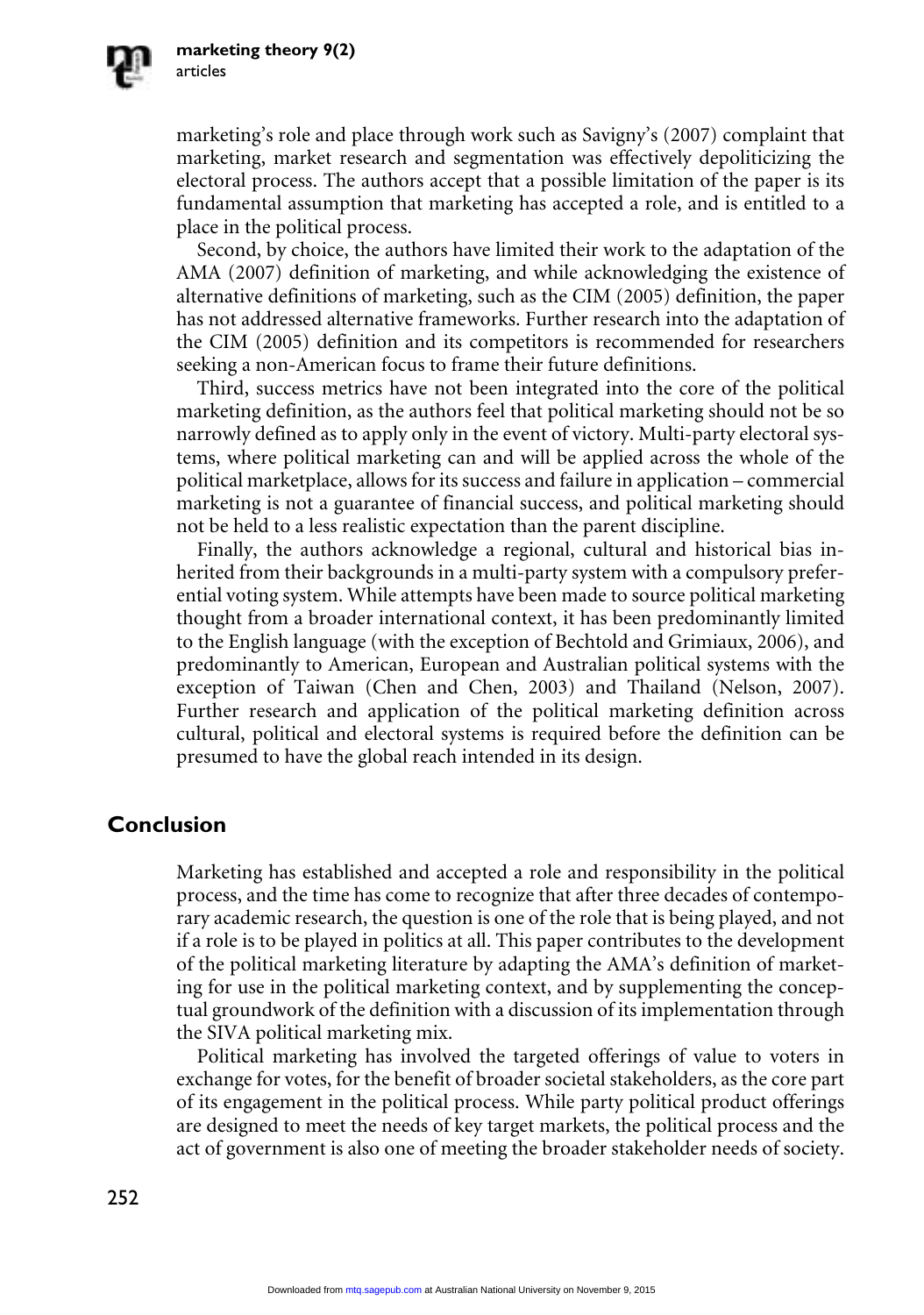marketing's role and place through work such as Savigny's (2007) complaint that marketing, market research and segmentation was effectively depoliticizing the electoral process. The authors accept that a possible limitation of the paper is its fundamental assumption that marketing has accepted a role, and is entitled to a place in the political process.

Second, by choice, the authors have limited their work to the adaptation of the AMA (2007) definition of marketing, and while acknowledging the existence of alternative definitions of marketing, such as the CIM (2005) definition, the paper has not addressed alternative frameworks. Further research into the adaptation of the CIM (2005) definition and its competitors is recommended for researchers seeking a non-American focus to frame their future definitions.

Third, success metrics have not been integrated into the core of the political marketing definition, as the authors feel that political marketing should not be so narrowly defined as to apply only in the event of victory. Multi-party electoral systems, where political marketing can and will be applied across the whole of the political marketplace, allows for its success and failure in application – commercial marketing is not a guarantee of financial success, and political marketing should not be held to a less realistic expectation than the parent discipline.

Finally, the authors acknowledge a regional, cultural and historical bias inherited from their backgrounds in a multi-party system with a compulsory preferential voting system. While attempts have been made to source political marketing thought from a broader international context, it has been predominantly limited to the English language (with the exception of Bechtold and Grimiaux, 2006), and predominantly to American, European and Australian political systems with the exception of Taiwan (Chen and Chen, 2003) and Thailand (Nelson, 2007). Further research and application of the political marketing definition across cultural, political and electoral systems is required before the definition can be presumed to have the global reach intended in its design.

## Conclusion

Marketing has established and accepted a role and responsibility in the political process, and the time has come to recognize that after three decades of contemporary academic research, the question is one of the role that is being played, and not if a role is to be played in politics at all. This paper contributes to the development of the political marketing literature by adapting the AMA's definition of marketing for use in the political marketing context, and by supplementing the conceptual groundwork of the definition with a discussion of its implementation through the SIVA political marketing mix.

Political marketing has involved the targeted offerings of value to voters in exchange for votes, for the benefit of broader societal stakeholders, as the core part of its engagement in the political process. While party political product offerings are designed to meet the needs of key target markets, the political process and the act of government is also one of meeting the broader stakeholder needs of society.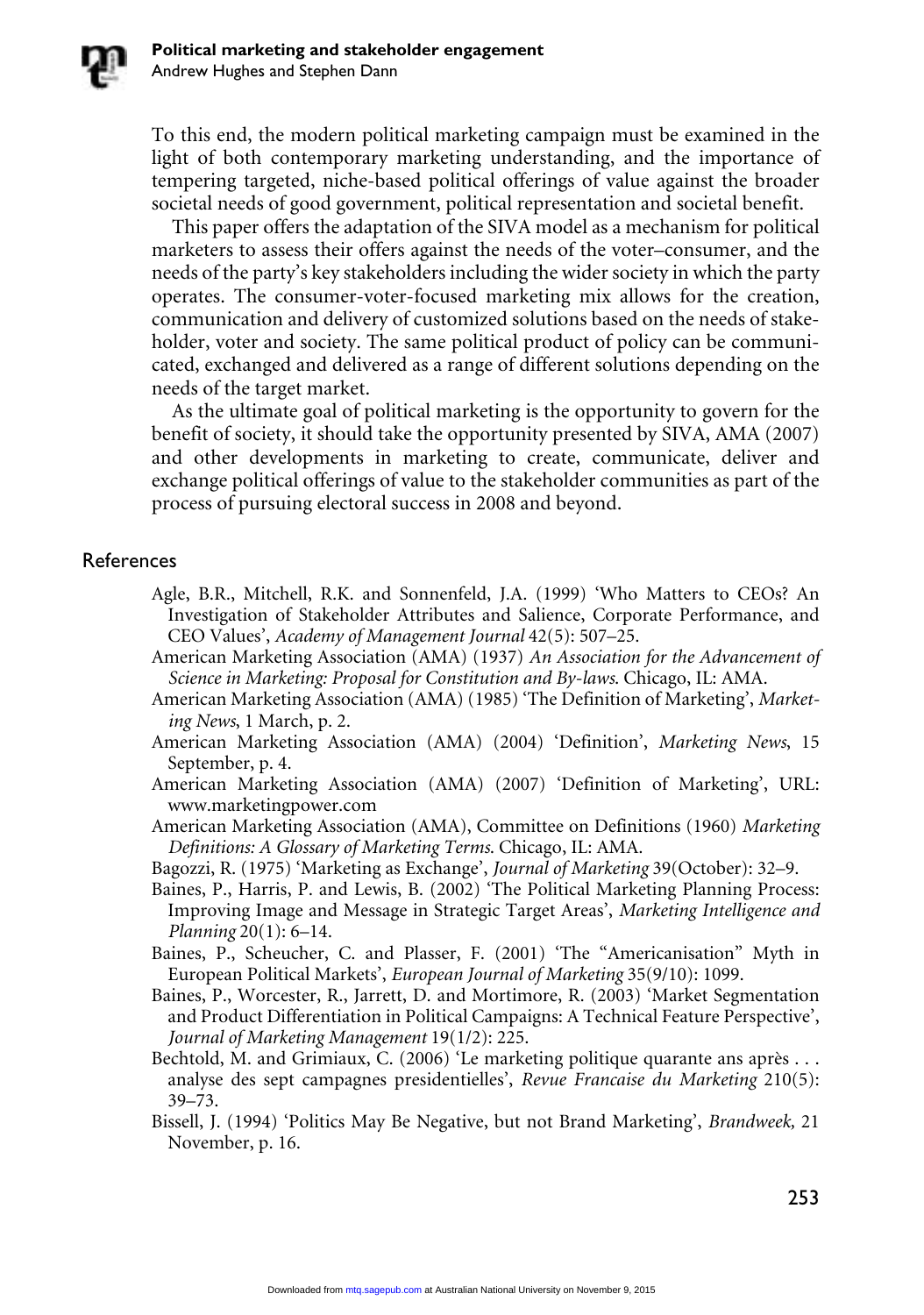To this end, the modern political marketing campaign must be examined in the light of both contemporary marketing understanding, and the importance of tempering targeted, niche-based political offerings of value against the broader societal needs of good government, political representation and societal benefit.

This paper offers the adaptation of the SIVA model as a mechanism for political marketers to assess their offers against the needs of the voter–consumer, and the needs of the party's key stakeholders including the wider society in which the party operates. The consumer-voter-focused marketing mix allows for the creation, communication and delivery of customized solutions based on the needs of stakeholder, voter and society. The same political product of policy can be communicated, exchanged and delivered as a range of different solutions depending on the needs of the target market.

As the ultimate goal of political marketing is the opportunity to govern for the benefit of society, it should take the opportunity presented by SIVA, AMA (2007) and other developments in marketing to create, communicate, deliver and exchange political offerings of value to the stakeholder communities as part of the process of pursuing electoral success in 2008 and beyond.

## References

Agle, B.R., Mitchell, R.K. and Sonnenfeld, J.A. (1999) 'Who Matters to CEOs? An Investigation of Stakeholder Attributes and Salience, Corporate Performance, and CEO Values', *Academy of Management Journal* 42(5): 507–25.

American Marketing Association (AMA) (1937) *An Association for the Advancement of Science in Marketing: Proposal for Constitution and By-laws*. Chicago, IL: AMA.

American Marketing Association (AMA) (1985) 'The Definition of Marketing', *Marketing News*, 1 March, p. 2.

American Marketing Association (AMA) (2004) 'Definition', *Marketing News*, 15 September, p. 4.

American Marketing Association (AMA) (2007) 'Definition of Marketing', URL: www.marketingpower.com

American Marketing Association (AMA), Committee on Definitions (1960) *Marketing Definitions: A Glossary of Marketing Terms*. Chicago, IL: AMA.

Bagozzi, R. (1975) 'Marketing as Exchange', *Journal of Marketing* 39(October): 32–9.

Baines, P., Harris, P. and Lewis, B. (2002) 'The Political Marketing Planning Process: Improving Image and Message in Strategic Target Areas', *Marketing Intelligence and Planning* 20(1): 6–14.

Baines, P., Scheucher, C. and Plasser, F. (2001) 'The "Americanisation" Myth in European Political Markets', *European Journal of Marketing* 35(9/10): 1099.

Baines, P., Worcester, R., Jarrett, D. and Mortimore, R. (2003) 'Market Segmentation and Product Differentiation in Political Campaigns: A Technical Feature Perspective', *Journal of Marketing Management* 19(1/2): 225.

Bechtold, M. and Grimiaux, C. (2006) 'Le marketing politique quarante ans après . . . analyse des sept campagnes presidentielles', *Revue Francaise du Marketing* 210(5): 39–73.

Bissell, J. (1994) 'Politics May Be Negative, but not Brand Marketing', *Brandweek,* 21 November, p. 16.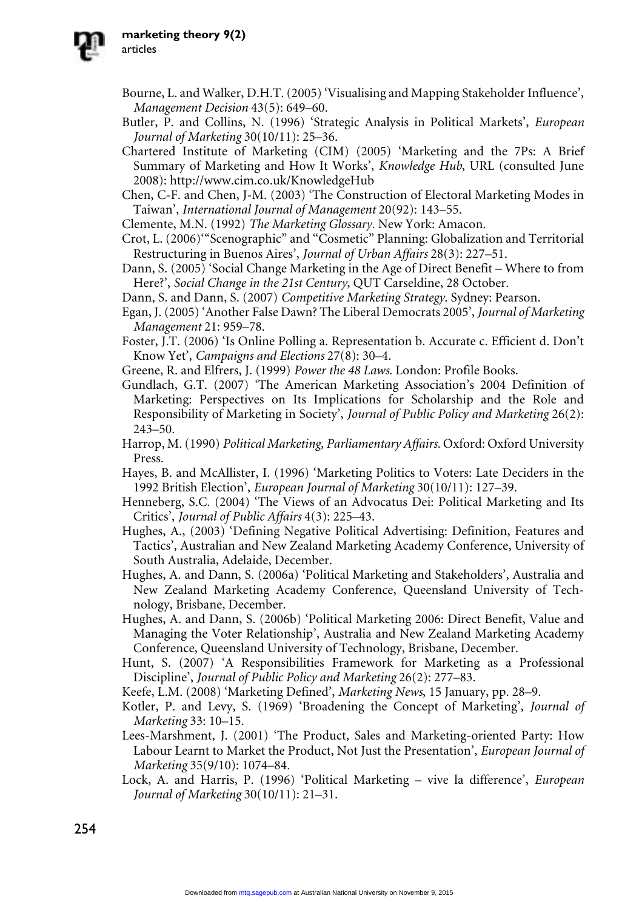Bourne, L. and Walker, D.H.T. (2005) 'Visualising and Mapping Stakeholder Influence', *Management Decision* 43(5): 649–60.

Butler, P. and Collins, N. (1996) 'Strategic Analysis in Political Markets', *European Journal of Marketing* 30(10/11): 25–36.

Chartered Institute of Marketing (CIM) (2005) 'Marketing and the 7Ps: A Brief Summary of Marketing and How It Works', *Knowledge Hub*, URL (consulted June 2008): http://www.cim.co.uk/KnowledgeHub

Chen, C-F. and Chen, J-M. (2003) 'The Construction of Electoral Marketing Modes in Taiwan', *International Journal of Management* 20(92): 143–55.

Clemente, M.N. (1992) *The Marketing Glossary*. New York: Amacon.

Crot, L. (2006)'"Scenographic" and "Cosmetic" Planning: Globalization and Territorial Restructuring in Buenos Aires', *Journal of Urban Affairs* 28(3): 227–51.

Dann, S. (2005) 'Social Change Marketing in the Age of Direct Benefit – Where to from Here?', *Social Change in the 21st Century*, QUT Carseldine, 28 October.

Dann, S. and Dann, S. (2007) *Competitive Marketing Strategy*. Sydney: Pearson.

Egan, J. (2005) 'Another False Dawn? The Liberal Democrats 2005', *Journal of Marketing Management* 21: 959–78.

Foster, J.T. (2006) 'Is Online Polling a. Representation b. Accurate c. Efficient d. Don't Know Yet', *Campaigns and Elections* 27(8): 30–4.

Greene, R. and Elfrers, J. (1999) *Power the 48 Laws*. London: Profile Books.

Gundlach, G.T. (2007) 'The American Marketing Association's 2004 Definition of Marketing: Perspectives on Its Implications for Scholarship and the Role and Responsibility of Marketing in Society', *Journal of Public Policy and Marketing* 26(2): 243–50.

Harrop, M. (1990) *Political Marketing, Parliamentary Affairs*. Oxford: Oxford University Press.

Hayes, B. and McAllister, I. (1996) 'Marketing Politics to Voters: Late Deciders in the 1992 British Election', *European Journal of Marketing* 30(10/11): 127–39.

Henneberg, S.C. (2004) 'The Views of an Advocatus Dei: Political Marketing and Its Critics', *Journal of Public Affairs* 4(3): 225–43.

Hughes, A., (2003) 'Defining Negative Political Advertising: Definition, Features and Tactics', Australian and New Zealand Marketing Academy Conference, University of South Australia, Adelaide, December.

Hughes, A. and Dann, S. (2006a) 'Political Marketing and Stakeholders', Australia and New Zealand Marketing Academy Conference, Queensland University of Technology, Brisbane, December.

Hughes, A. and Dann, S. (2006b) 'Political Marketing 2006: Direct Benefit, Value and Managing the Voter Relationship', Australia and New Zealand Marketing Academy Conference, Queensland University of Technology, Brisbane, December.

Hunt, S. (2007) 'A Responsibilities Framework for Marketing as a Professional Discipline', *Journal of Public Policy and Marketing* 26(2): 277–83.

Keefe, L.M. (2008) 'Marketing Defined', *Marketing News*, 15 January, pp. 28–9.

Kotler, P. and Levy, S. (1969) 'Broadening the Concept of Marketing', *Journal of Marketing* 33: 10–15.

Lees-Marshment, J. (2001) 'The Product, Sales and Marketing-oriented Party: How Labour Learnt to Market the Product, Not Just the Presentation', *European Journal of Marketing* 35(9/10): 1074–84.

Lock, A. and Harris, P. (1996) 'Political Marketing – vive la difference', *European Journal of Marketing* 30(10/11): 21–31.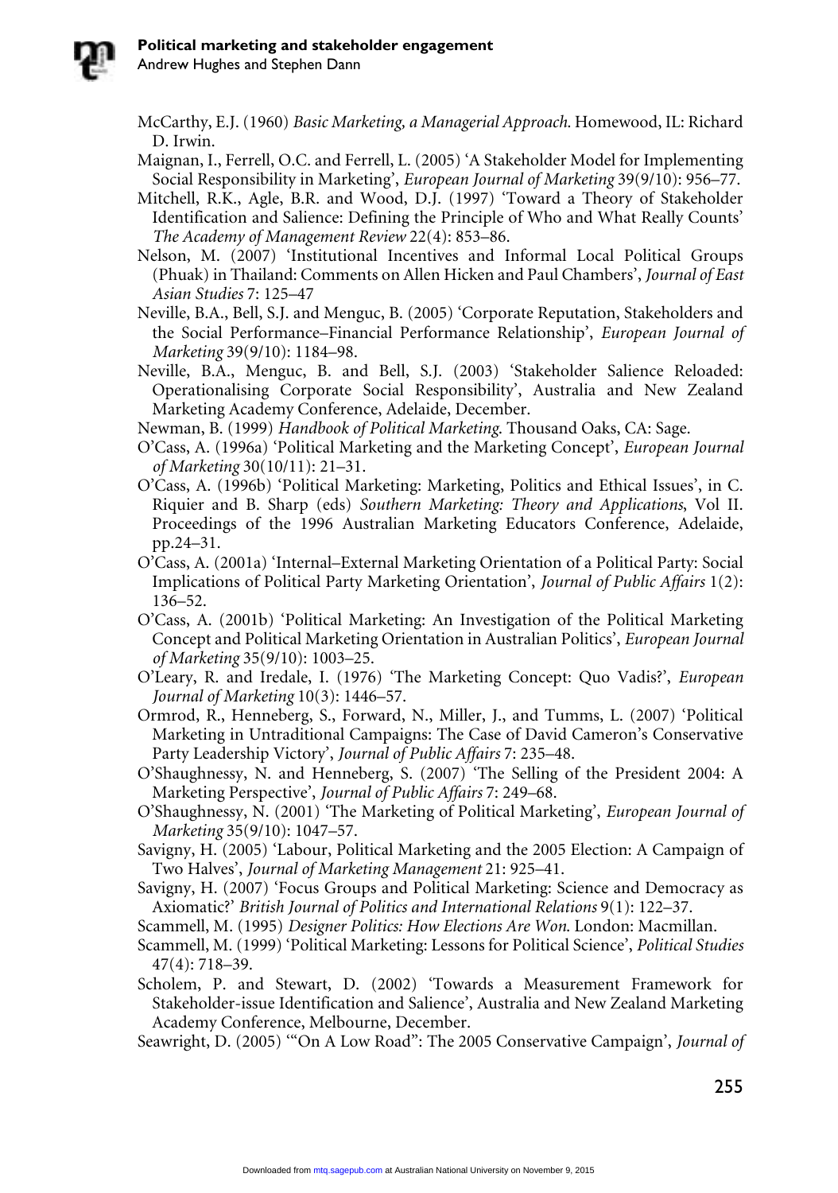McCarthy, E.J. (1960) *Basic Marketing, a Managerial Approach*. Homewood, IL: Richard D. Irwin.

Maignan, I., Ferrell, O.C. and Ferrell, L. (2005) 'A Stakeholder Model for Implementing Social Responsibility in Marketing', *European Journal of Marketing* 39(9/10): 956–77.

Mitchell, R.K., Agle, B.R. and Wood, D.J. (1997) 'Toward a Theory of Stakeholder Identification and Salience: Defining the Principle of Who and What Really Counts' *The Academy of Management Review* 22(4): 853–86.

Nelson, M. (2007) 'Institutional Incentives and Informal Local Political Groups (Phuak) in Thailand: Comments on Allen Hicken and Paul Chambers', *Journal of East Asian Studies* 7: 125–47

Neville, B.A., Bell, S.J. and Menguc, B. (2005) 'Corporate Reputation, Stakeholders and the Social Performance–Financial Performance Relationship', *European Journal of Marketing* 39(9/10): 1184–98.

Neville, B.A., Menguc, B. and Bell, S.J. (2003) 'Stakeholder Salience Reloaded: Operationalising Corporate Social Responsibility', Australia and New Zealand Marketing Academy Conference, Adelaide, December.

Newman, B. (1999) *Handbook of Political Marketing*. Thousand Oaks, CA: Sage.

O'Cass, A. (1996a) 'Political Marketing and the Marketing Concept', *European Journal of Marketing* 30(10/11): 21–31.

O'Cass, A. (1996b) 'Political Marketing: Marketing, Politics and Ethical Issues', in C. Riquier and B. Sharp (eds) *Southern Marketing: Theory and Applications*, Vol II. Proceedings of the 1996 Australian Marketing Educators Conference, Adelaide, pp.24–31.

O'Cass, A. (2001a) 'Internal–External Marketing Orientation of a Political Party: Social Implications of Political Party Marketing Orientation', *Journal of Public Affairs* 1(2): 136–52.

O'Cass, A. (2001b) 'Political Marketing: An Investigation of the Political Marketing Concept and Political Marketing Orientation in Australian Politics', *European Journal of Marketing* 35(9/10): 1003–25.

O'Leary, R. and Iredale, I. (1976) 'The Marketing Concept: Quo Vadis?', *European Journal of Marketing* 10(3): 1446–57.

Ormrod, R., Henneberg, S., Forward, N., Miller, J., and Tumms, L. (2007) 'Political Marketing in Untraditional Campaigns: The Case of David Cameron's Conservative Party Leadership Victory', *Journal of Public Affairs* 7: 235–48.

O'Shaughnessy, N. and Henneberg, S. (2007) 'The Selling of the President 2004: A Marketing Perspective', *Journal of Public Affairs* 7: 249–68.

O'Shaughnessy, N. (2001) 'The Marketing of Political Marketing', *European Journal of Marketing* 35(9/10): 1047–57.

Savigny, H. (2005) 'Labour, Political Marketing and the 2005 Election: A Campaign of Two Halves', *Journal of Marketing Management* 21: 925–41.

Savigny, H. (2007) 'Focus Groups and Political Marketing: Science and Democracy as Axiomatic?' *British Journal of Politics and International Relations* 9(1): 122–37.

Scammell, M. (1995) *Designer Politics: How Elections Are Won*. London: Macmillan.

Scammell, M. (1999) 'Political Marketing: Lessons for Political Science', *Political Studies* 47(4): 718–39.

Scholem, P. and Stewart, D. (2002) 'Towards a Measurement Framework for Stakeholder-issue Identification and Salience', Australia and New Zealand Marketing Academy Conference, Melbourne, December.

Seawright, D. (2005) '"On A Low Road": The 2005 Conservative Campaign', *Journal of*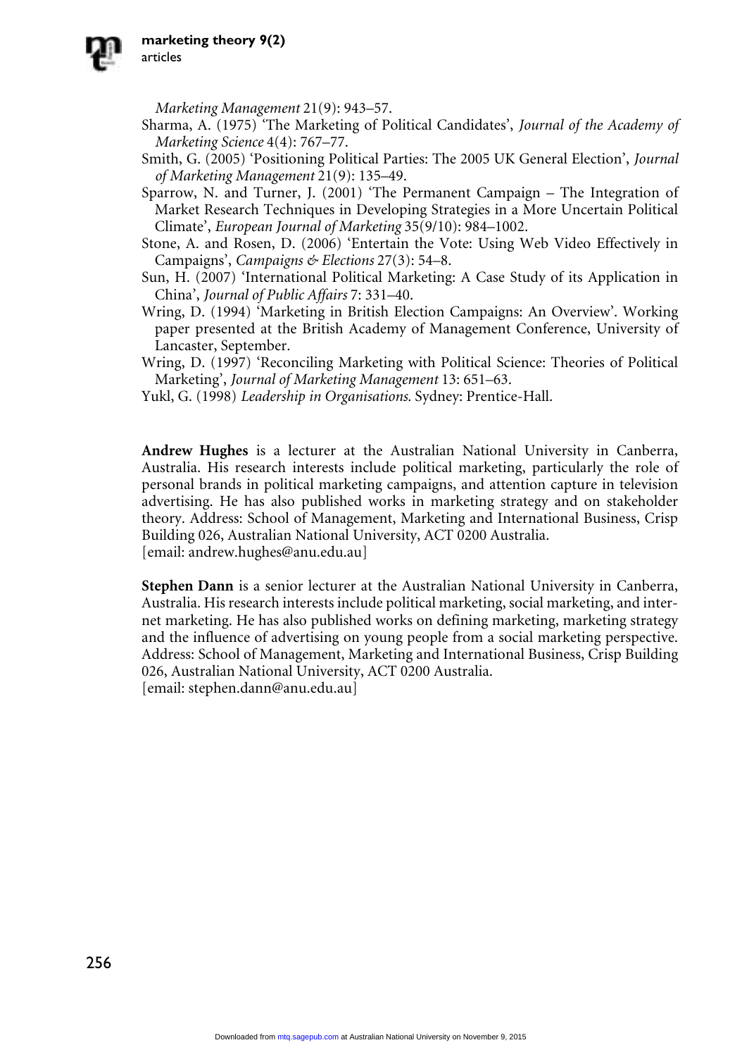*Marketing Management* 21(9): 943–57.

Sharma, A. (1975) 'The Marketing of Political Candidates', *Journal of the Academy of Marketing Science* 4(4): 767–77.

Smith, G. (2005) 'Positioning Political Parties: The 2005 UK General Election', *Journal of Marketing Management* 21(9): 135–49.

Sparrow, N. and Turner, J. (2001) 'The Permanent Campaign – The Integration of Market Research Techniques in Developing Strategies in a More Uncertain Political Climate', *European Journal of Marketing* 35(9/10): 984–1002.

Stone, A. and Rosen, D. (2006) 'Entertain the Vote: Using Web Video Effectively in Campaigns', *Campaigns & Elections* 27(3): 54–8.

Sun, H. (2007) 'International Political Marketing: A Case Study of its Application in China', *Journal of Public Affairs* 7: 331–40.

Wring, D. (1994) 'Marketing in British Election Campaigns: An Overview'. Working paper presented at the British Academy of Management Conference, University of Lancaster, September.

Wring, D. (1997) 'Reconciling Marketing with Political Science: Theories of Political Marketing', *Journal of Marketing Management* 13: 651–63.

Yukl, G. (1998) *Leadership in Organisations.* Sydney: Prentice-Hall.

**Andrew Hughes** is a lecturer at the Australian National University in Canberra, Australia. His research interests include political marketing, particularly the role of personal brands in political marketing campaigns, and attention capture in television advertising. He has also published works in marketing strategy and on stakeholder theory. Address: School of Management, Marketing and International Business, Crisp Building 026, Australian National University, ACT 0200 Australia.
[email: andrew.hughes@anu.edu.au]

**Stephen Dann** is a senior lecturer at the Australian National University in Canberra, Australia. His research interests include political marketing, social marketing, and internet marketing. He has also published works on defining marketing, marketing strategy and the influence of advertising on young people from a social marketing perspective. Address: School of Management, Marketing and International Business, Crisp Building 026, Australian National University, ACT 0200 Australia.
[email: stephen.dann@anu.edu.au]